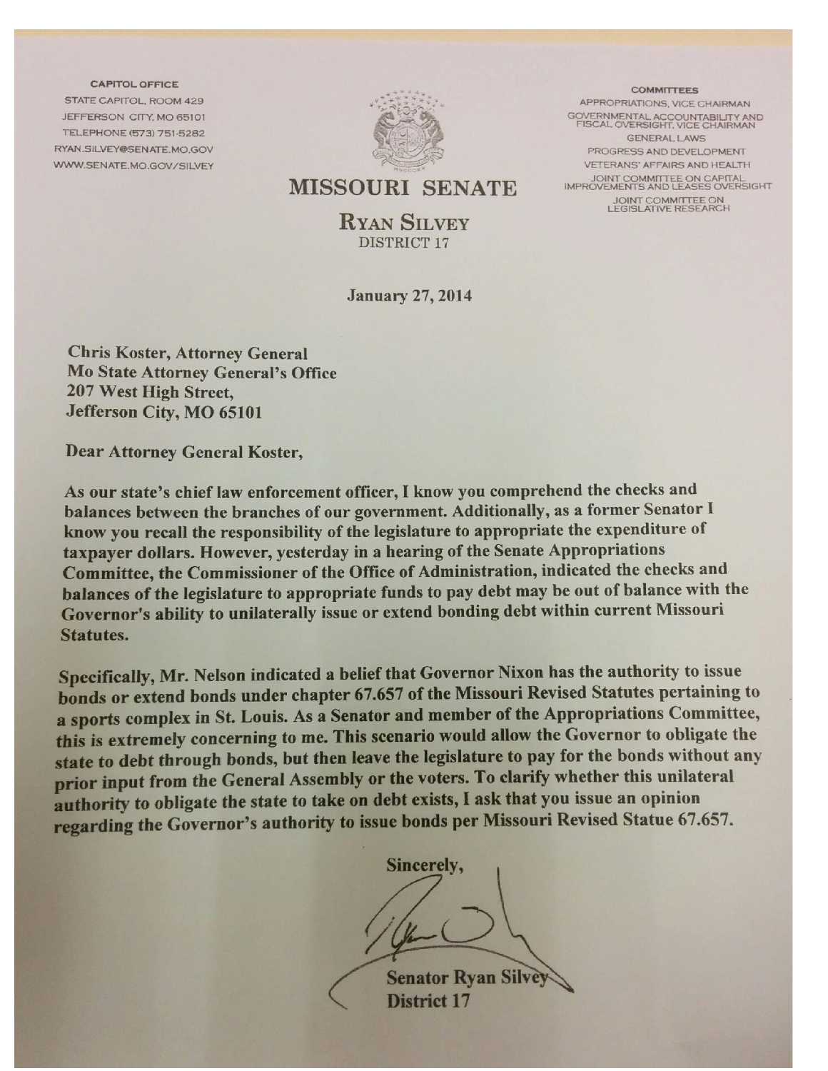**CAPITOL OFFICE**
STATE CAPITOL, ROOM 429
JEFFERSON CITY, MO 65101
TELEPHONE (573) 751-5282
RYAN.SILVEY@SENATE.MO.GOV
WWW.SENATE.MO.GOV/SILVEY

# MISSOURI SENATE

**RYAN SILVEY**
DISTRICT 17

**COMMITTEES**
APPROPRIATIONS, VICE CHAIRMAN
GOVERNMENTAL ACCOUNTABILITY AND FISCAL OVERSIGHT, VICE CHAIRMAN
GENERAL LAWS
PROGRESS AND DEVELOPMENT
VETERANS' AFFAIRS AND HEALTH
JOINT COMMITTEE ON CAPITAL IMPROVEMENTS AND LEASES OVERSIGHT
JOINT COMMITTEE ON LEGISLATIVE RESEARCH

**January 27, 2014**

**Chris Koster, Attorney General**
**Mo State Attorney General's Office**
**207 West High Street,**
**Jefferson City, MO 65101**

**Dear Attorney General Koster,**

**As our state's chief law enforcement officer, I know you comprehend the checks and balances between the branches of our government. Additionally, as a former Senator I know you recall the responsibility of the legislature to appropriate the expenditure of taxpayer dollars. However, yesterday in a hearing of the Senate Appropriations Committee, the Commissioner of the Office of Administration, indicated the checks and balances of the legislature to appropriate funds to pay debt may be out of balance with the Governor's ability to unilaterally issue or extend bonding debt within current Missouri Statutes.**

**Specifically, Mr. Nelson indicated a belief that Governor Nixon has the authority to issue bonds or extend bonds under chapter 67.657 of the Missouri Revised Statutes pertaining to a sports complex in St. Louis. As a Senator and member of the Appropriations Committee, this is extremely concerning to me. This scenario would allow the Governor to obligate the state to debt through bonds, but then leave the legislature to pay for the bonds without any prior input from the General Assembly or the voters. To clarify whether this unilateral authority to obligate the state to take on debt exists, I ask that you issue an opinion regarding the Governor's authority to issue bonds per Missouri Revised Statue 67.657.**

**Sincerely,**

**Senator Ryan Silvey**
**District 17**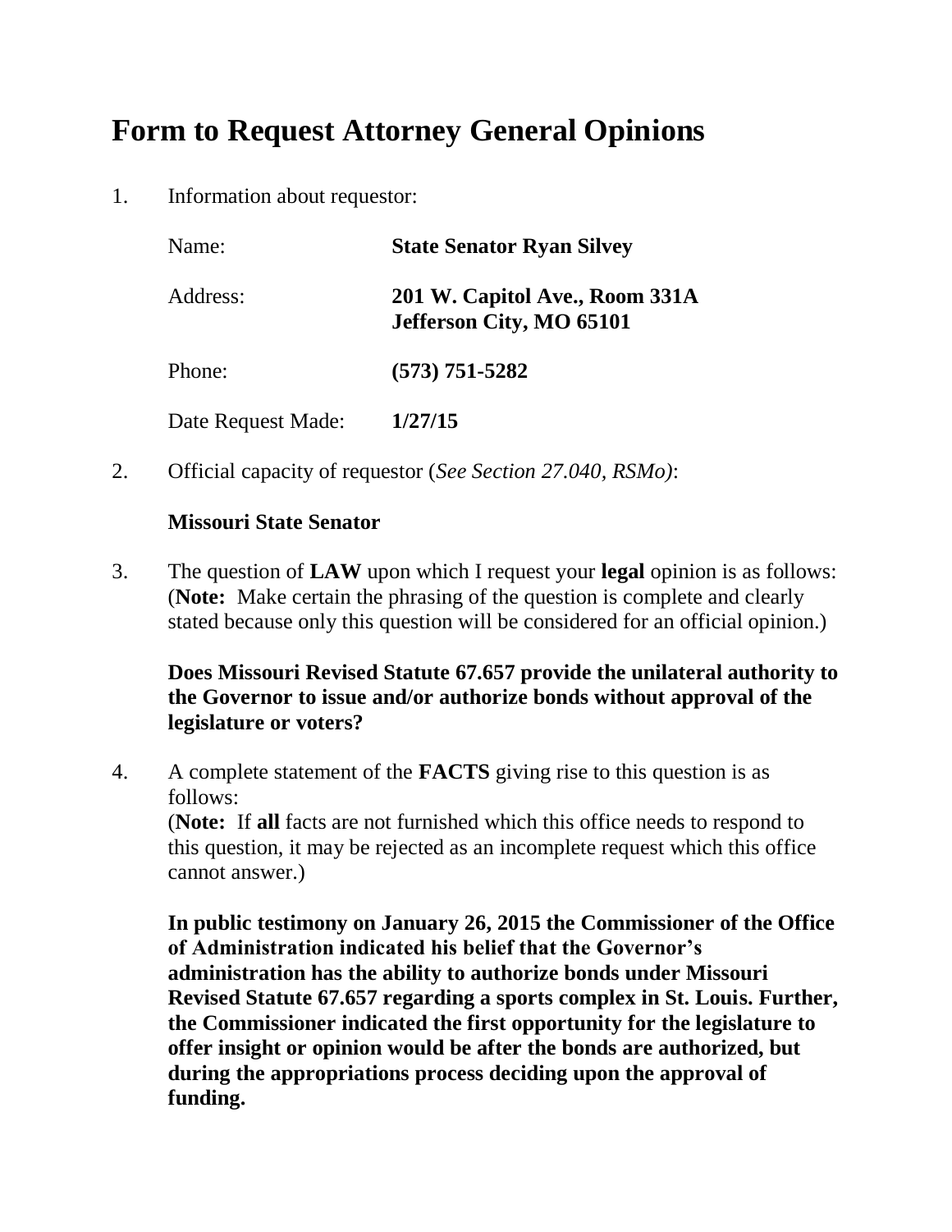# Form to Request Attorney General Opinions

1. Information about requestor:

   Name: **State Senator Ryan Silvey**

   Address: **201 W. Capitol Ave., Room 331A**
   **Jefferson City, MO 65101**

   Phone: **(573) 751-5282**

   Date Request Made: **1/27/15**

2. Official capacity of requestor (*See Section 27.040, RSMo)*:

   **Missouri State Senator**

3. The question of **LAW** upon which I request your **legal** opinion is as follows: (**Note:** Make certain the phrasing of the question is complete and clearly stated because only this question will be considered for an official opinion.)

   **Does Missouri Revised Statute 67.657 provide the unilateral authority to the Governor to issue and/or authorize bonds without approval of the legislature or voters?**

4. A complete statement of the **FACTS** giving rise to this question is as follows:
   (**Note:** If **all** facts are not furnished which this office needs to respond to this question, it may be rejected as an incomplete request which this office cannot answer.)

   **In public testimony on January 26, 2015 the Commissioner of the Office of Administration indicated his belief that the Governor's administration has the ability to authorize bonds under Missouri Revised Statute 67.657 regarding a sports complex in St. Louis. Further, the Commissioner indicated the first opportunity for the legislature to offer insight or opinion would be after the bonds are authorized, but during the appropriations process deciding upon the approval of funding.**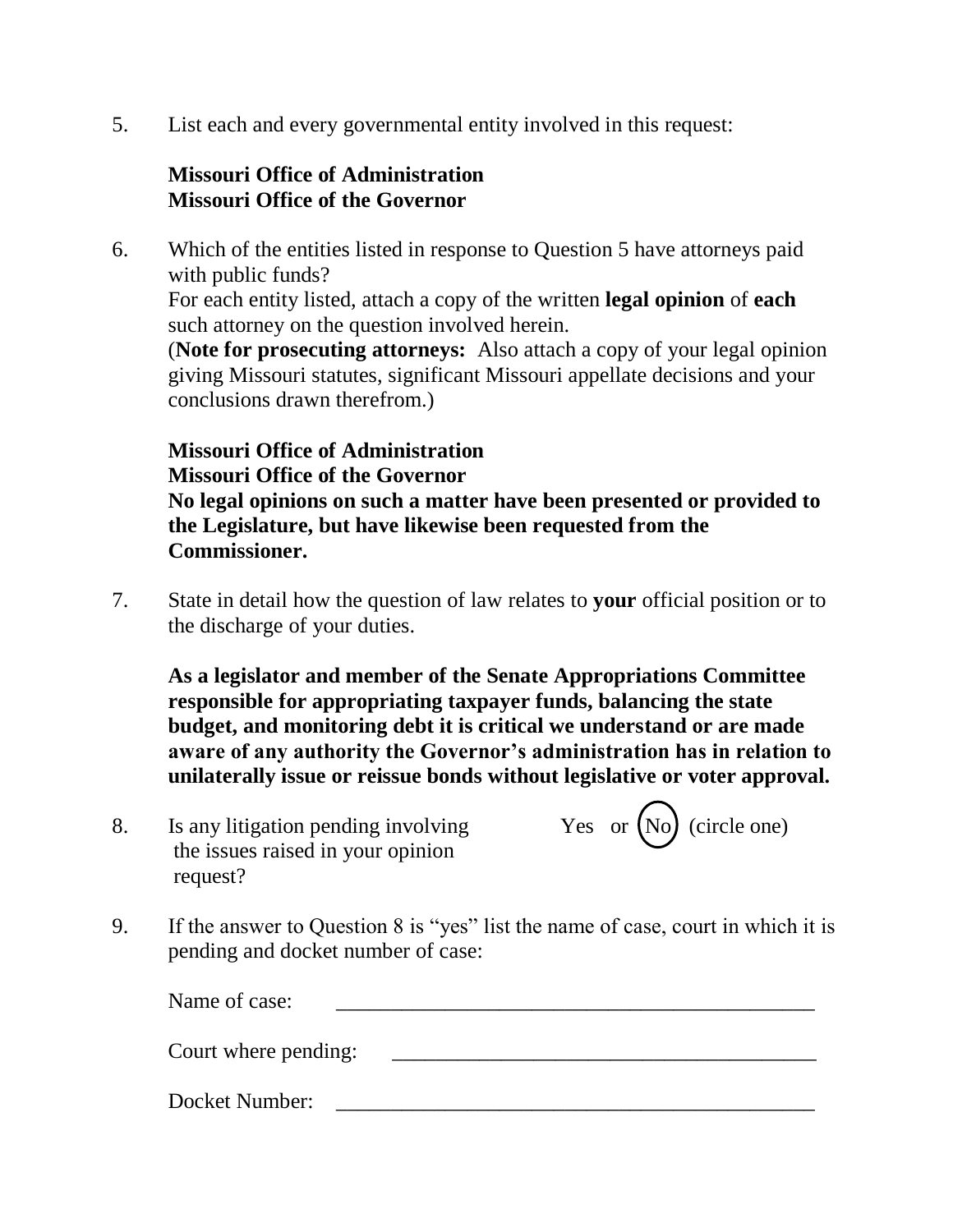5. List each and every governmental entity involved in this request:

   **Missouri Office of Administration**
   **Missouri Office of the Governor**

6. Which of the entities listed in response to Question 5 have attorneys paid with public funds?
   For each entity listed, attach a copy of the written **legal opinion** of **each** such attorney on the question involved herein.
   (**Note for prosecuting attorneys:** Also attach a copy of your legal opinion giving Missouri statutes, significant Missouri appellate decisions and your conclusions drawn therefrom.)

   **Missouri Office of Administration**
   **Missouri Office of the Governor**
   **No legal opinions on such a matter have been presented or provided to the Legislature, but have likewise been requested from the Commissioner.**

7. State in detail how the question of law relates to **your** official position or to the discharge of your duties.

   **As a legislator and member of the Senate Appropriations Committee responsible for appropriating taxpayer funds, balancing the state budget, and monitoring debt it is critical we understand or are made aware of any authority the Governor's administration has in relation to unilaterally issue or reissue bonds without legislative or voter approval.**

8. Is any litigation pending involving the issues raised in your opinion request? Yes or (No) (circle one)

9. If the answer to Question 8 is "yes" list the name of case, court in which it is pending and docket number of case:

   Name of case: ____________________________________________

   Court where pending: ______________________________________

   Docket Number: ___________________________________________